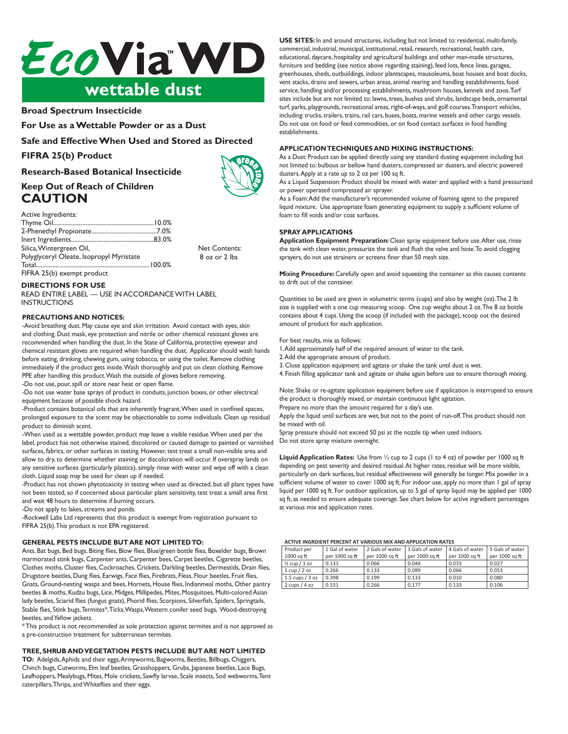# EcoVia™ WD

## wettable dust

**Broad Spectrum Insecticide**

**For Use as a Wettable Powder or as a Dust**

**Safe and Effective When Used and Stored as Directed**

**FIFRA 25(b) Product**

**Research-Based Botanical Insecticide**

**Keep Out of Reach of Children**

## CAUTION

Active Ingredients:

| | |
|---|---|
| Thyme Oil | 10.0% |
| 2-Phenethyl Propionate | 7.0% |
| Inert Ingredients | 83.0% |
| Silica, Wintergreen Oil, Polyglyceryl Oleate, Isopropyl Myristate | |
| Total | 100.0% |

FIFRA 25(b) exempt product

Net Contents: 8 oz or 2 lbs

### DIRECTIONS FOR USE

READ ENTIRE LABEL — USE IN ACCORDANCE WITH LABEL INSTRUCTIONS

#### PRECAUTIONS AND NOTICES:

-Avoid breathing dust. May cause eye and skin irritation. Avoid contact with eyes, skin and clothing. Dust mask, eye protection and nitrile or other chemical resistant gloves are recommended when handling the dust. In the State of California, protective eyewear and chemical resistant gloves are required when handling the dust. Applicator should wash hands before eating, drinking, chewing gum, using tobacco, or using the toilet. Remove clothing immediately if the product gets inside. Wash thoroughly and put on clean clothing. Remove PPE after handling this product. Wash the outside of gloves before removing.

-Do not use, pour, spill or store near heat or open flame.

-Do not use water base sprays of product in conduits, junction boxes, or other electrical equipment because of possible shock hazard.

-Product contains botanical oils that are inherently fragrant. When used in confined spaces, prolonged exposure to the scent may be objectionable to some individuals. Clean up residual product to diminish scent.

-When used as a wettable powder, product may leave a visible residue. When used per the label, product has not otherwise stained, discolored or caused damage to painted or varnished surfaces, fabrics, or other surfaces in testing. However, test treat a small non-visible area and allow to dry, to determine whether staining or discoloration will occur. If overspray lands on any sensitive surfaces (particularly plastics), simply rinse with water and wipe off with a clean cloth. Liquid soap may be used for clean up if needed.

-Product has not shown phytotoxicity in testing when used as directed, but all plant types have not been tested, so if concerned about particular plant sensitivity, test treat a small area first and wait 48 hours to determine if burning occurs.

-Do not apply to lakes, streams and ponds.

-Rockwell Labs Ltd represents that this product is exempt from registration pursuant to FIFRA 25(b). This product is not EPA registered.

#### GENERAL PESTS INCLUDE BUT ARE NOT LIMITED TO:

Ants, Bat bugs, Bed bugs, Biting flies, Blow flies, Blue/green bottle flies, Boxelder bugs, Brown marmorated stink bugs, Carpenter ants, Carpenter bees, Carpet beetles, Cigarette beetles, Clothes moths, Cluster flies, Cockroaches, Crickets, Darkling beetles, Dermestids, Drain flies, Drugstore beetles, Dung flies, Earwigs, Face flies, Firebrats, Fleas, Flour beetles, Fruit flies, Gnats, Ground-nesting wasps and bees, Hornets, House flies, Indianmeal moths, Other pantry beetles & moths, Kudzu bugs, Lice, Midges, Millipedes, Mites, Mosquitoes, Multi-colored Asian lady beetles, Sciarid flies (fungus gnats), Phorid flies, Scorpions, Silverfish, Spiders, Springtails, Stable flies, Stink bugs, Termites*, Ticks, Wasps, Western conifer seed bugs, Wood-destroying beetles, and Yellow jackets.

*This product is not recommended as sole protection against termites and is not approved as a pre-construction treatment for subterranean termites.

#### TREE, SHRUB AND VEGETATION PESTS INCLUDE BUT ARE NOT LIMITED TO:

Adelgids, Aphids and their eggs, Armyworms, Bagworms, Beetles, Billbugs, Chiggers, Chinch bugs, Cutworms, Elm leaf beetles, Grasshoppers, Grubs, Japanese beetles, Lace Bugs, Leafhoppers, Mealybugs, Mites, Mole crickets, Sawfly larvae, Scale insects, Sod webworms, Tent caterpillars, Thrips, and Whiteflies and their eggs.

**USE SITES:** In and around structures, including but not limited to: residential, multi-family, commercial, industrial, municipal, institutional, retail, research, recreational, health care, educational, daycare, hospitality and agricultural buildings and other man-made structures, furniture and bedding (see notice above regarding staining), feed lots, fence lines, garages, greenhouses, sheds, outbuildings, indoor plantscapes, mausoleums, boat houses and boat docks, vent stacks, drains and sewers, urban areas, animal rearing and handling establishments, food service, handling and/or processing establishments, mushroom houses, kennels and zoos. Turf sites include but are not limited to: lawns, trees, bushes and shrubs, landscape beds, ornamental turf, parks, playgrounds, recreational areas, right-of-ways, and golf courses. Transport vehicles, including: trucks, trailers, trains, rail cars, buses, boats, marine vessels and other cargo vessels. Do not use on food or feed commodities, or on food contact surfaces in food handling establishments.

#### APPLICATION TECHNIQUES AND MIXING INSTRUCTIONS:

As a Dust: Product can be applied directly using any standard dusting equipment including but not limited to: bulbous or bellow hand dusters, compressed air dusters, and electric powered dusters. Apply at a rate up to 2 oz per 100 sq ft.

As a Liquid Suspension: Product should be mixed with water and applied with a hand pressurized or power operated compressed air sprayer.

As a Foam: Add the manufacturer's recommended volume of foaming agent to the prepared liquid mixture. Use appropriate foam generating equipment to supply a sufficient volume of foam to fill voids and/or coat surfaces.

#### SPRAY APPLICATIONS

**Application Equipment Preparation:** Clean spray equipment before use. After use, rinse the tank with clean water, pressurize the tank and flush the valve and hose. To avoid clogging sprayers, do not use strainers or screens finer than 50 mesh size.

**Mixing Procedure:** Carefully open and avoid squeezing the container as this causes contents to drift out of the container.

Quantities to be used are given in volumetric terms (cups) and also by weight (oz). The 2 lb size is supplied with a one cup measuring scoop. One cup weighs about 2 oz. The 8 oz bottle contains about 4 cups. Using the scoop (if included with the package), scoop out the desired amount of product for each application.

For best results, mix as follows:

1. Add approximately half of the required amount of water to the tank.
2. Add the appropriate amount of product.
3. Close application equipment and agitate or shake the tank until dust is wet.
4. Finish filling applicator tank and agitate or shake again before use to ensure thorough mixing.

Note: Shake or re-agitate application equipment before use if application is interrupted to ensure the product is thoroughly mixed, or maintain continuous light agitation.

Prepare no more than the amount required for a day's use.

Apply the liquid until surfaces are wet, but not to the point of run-off. This product should not be mixed with oil.

Spray pressure should not exceed 50 psi at the nozzle tip when used indoors.

Do not store spray mixture overnight.

**Liquid Application Rates:** Use from ½ cup to 2 cups (1 to 4 oz) of powder per 1000 sq ft depending on pest severity and desired residual. At higher rates, residue will be more visible, particularly on dark surfaces, but residual effectiveness will generally be longer. Mix powder in a sufficient volume of water to cover 1000 sq ft. For indoor use, apply no more than 1 gal of spray liquid per 1000 sq ft. For outdoor application, up to 5 gal of spray liquid may be applied per 1000 sq ft, as needed to ensure adequate coverage. See chart below for active ingredient percentages at various mix and application rates.

**ACTIVE INGRDIENT PERCENT AT VARIOUS MIX AND APPLICATION RATES**

| Product per 1000 sq ft | 1 Gal of water per 1000 sq ft | 2 Gals of water per 1000 sq ft | 3 Gals of water per 1000 sq ft | 4 Gals of water per 1000 sq ft | 5 Gals of water per 1000 sq ft |
|---|---|---|---|---|---|
| ½ cup / 1 oz | 0.133 | 0.066 | 0.044 | 0.033 | 0.027 |
| 1 cup / 2 oz | 0.266 | 0.133 | 0.089 | 0.066 | 0.053 |
| 1.5 cups / 3 oz | 0.398 | 0.199 | 0.133 | 0.010 | 0.080 |
| 2 cups / 4 oz | 0.531 | 0.266 | 0.177 | 0.133 | 0.106 |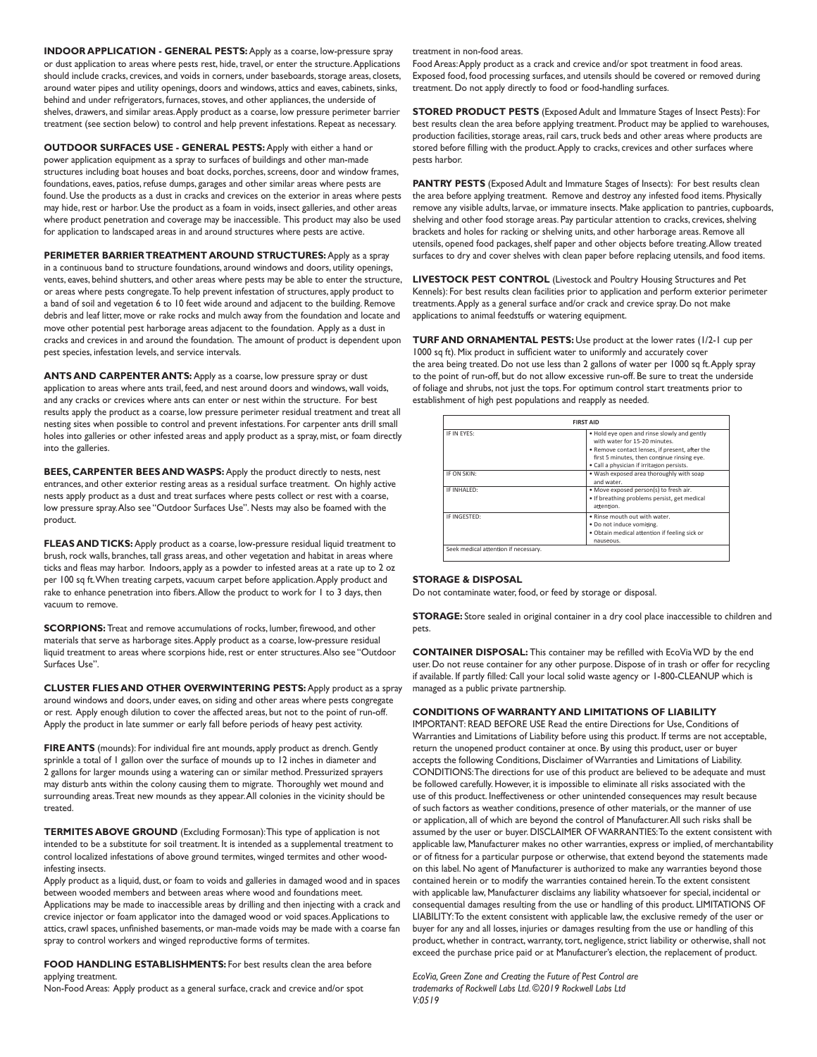**INDOOR APPLICATION - GENERAL PESTS:** Apply as a coarse, low-pressure spray or dust application to areas where pests rest, hide, travel, or enter the structure. Applications should include cracks, crevices, and voids in corners, under baseboards, storage areas, closets, around water pipes and utility openings, doors and windows, attics and eaves, cabinets, sinks, behind and under refrigerators, furnaces, stoves, and other appliances, the underside of shelves, drawers, and similar areas. Apply product as a coarse, low pressure perimeter barrier treatment (see section below) to control and help prevent infestations. Repeat as necessary.

**OUTDOOR SURFACES USE - GENERAL PESTS:** Apply with either a hand or power application equipment as a spray to surfaces of buildings and other man-made structures including boat houses and boat docks, porches, screens, door and window frames, foundations, eaves, patios, refuse dumps, garages and other similar areas where pests are found. Use the products as a dust in cracks and crevices on the exterior in areas where pests may hide, rest or harbor. Use the product as a foam in voids, insect galleries, and other areas where product penetration and coverage may be inaccessible. This product may also be used for application to landscaped areas in and around structures where pests are active.

**PERIMETER BARRIER TREATMENT AROUND STRUCTURES:** Apply as a spray in a continuous band to structure foundations, around windows and doors, utility openings, vents, eaves, behind shutters, and other areas where pests may be able to enter the structure, or areas where pests congregate. To help prevent infestation of structures, apply product to a band of soil and vegetation 6 to 10 feet wide around and adjacent to the building. Remove debris and leaf litter, move or rake rocks and mulch away from the foundation and locate and move other potential pest harborage areas adjacent to the foundation. Apply as a dust in cracks and crevices in and around the foundation. The amount of product is dependent upon pest species, infestation levels, and service intervals.

**ANTS AND CARPENTER ANTS:** Apply as a coarse, low pressure spray or dust application to areas where ants trail, feed, and nest around doors and windows, wall voids, and any cracks or crevices where ants can enter or nest within the structure. For best results apply the product as a coarse, low pressure perimeter residual treatment and treat all nesting sites when possible to control and prevent infestations. For carpenter ants drill small holes into galleries or other infested areas and apply product as a spray, mist, or foam directly into the galleries.

**BEES, CARPENTER BEES AND WASPS:** Apply the product directly to nests, nest entrances, and other exterior resting areas as a residual surface treatment. On highly active nests apply product as a dust and treat surfaces where pests collect or rest with a coarse, low pressure spray. Also see "Outdoor Surfaces Use". Nests may also be foamed with the product.

**FLEAS AND TICKS:** Apply product as a coarse, low-pressure residual liquid treatment to brush, rock walls, branches, tall grass areas, and other vegetation and habitat in areas where ticks and fleas may harbor. Indoors, apply as a powder to infested areas at a rate up to 2 oz per 100 sq ft. When treating carpets, vacuum carpet before application. Apply product and rake to enhance penetration into fibers. Allow the product to work for 1 to 3 days, then vacuum to remove.

**SCORPIONS:** Treat and remove accumulations of rocks, lumber, firewood, and other materials that serve as harborage sites. Apply product as a coarse, low-pressure residual liquid treatment to areas where scorpions hide, rest or enter structures. Also see "Outdoor Surfaces Use".

**CLUSTER FLIES AND OTHER OVERWINTERING PESTS:** Apply product as a spray around windows and doors, under eaves, on siding and other areas where pests congregate or rest. Apply enough dilution to cover the affected areas, but not to the point of run-off. Apply the product in late summer or early fall before periods of heavy pest activity.

**FIRE ANTS** (mounds): For individual fire ant mounds, apply product as drench. Gently sprinkle a total of 1 gallon over the surface of mounds up to 12 inches in diameter and 2 gallons for larger mounds using a watering can or similar method. Pressurized sprayers may disturb ants within the colony causing them to migrate. Thoroughly wet mound and surrounding areas. Treat new mounds as they appear. All colonies in the vicinity should be treated.

**TERMITES ABOVE GROUND** (Excluding Formosan): This type of application is not intended to be a substitute for soil treatment. It is intended as a supplemental treatment to control localized infestations of above ground termites, winged termites and other wood-infesting insects.

Apply product as a liquid, dust, or foam to voids and galleries in damaged wood and in spaces between wooded members and between areas where wood and foundations meet. Applications may be made to inaccessible areas by drilling and then injecting with a crack and crevice injector or foam applicator into the damaged wood or void spaces. Applications to attics, crawl spaces, unfinished basements, or man-made voids may be made with a coarse fan spray to control workers and winged reproductive forms of termites.

**FOOD HANDLING ESTABLISHMENTS:** For best results clean the area before applying treatment.

Non-Food Areas: Apply product as a general surface, crack and crevice and/or spot treatment in non-food areas.

Food Areas: Apply product as a crack and crevice and/or spot treatment in food areas. Exposed food, food processing surfaces, and utensils should be covered or removed during treatment. Do not apply directly to food or food-handling surfaces.

**STORED PRODUCT PESTS** (Exposed Adult and Immature Stages of Insect Pests): For best results clean the area before applying treatment. Product may be applied to warehouses, production facilities, storage areas, rail cars, truck beds and other areas where products are stored before filling with the product. Apply to cracks, crevices and other surfaces where pests harbor.

**PANTRY PESTS** (Exposed Adult and Immature Stages of Insects): For best results clean the area before applying treatment. Remove and destroy any infested food items. Physically remove any visible adults, larvae, or immature insects. Make application to pantries, cupboards, shelving and other food storage areas. Pay particular attention to cracks, crevices, shelving brackets and holes for racking or shelving units, and other harborage areas. Remove all utensils, opened food packages, shelf paper and other objects before treating. Allow treated surfaces to dry and cover shelves with clean paper before replacing utensils, and food items.

**LIVESTOCK PEST CONTROL** (Livestock and Poultry Housing Structures and Pet Kennels): For best results clean facilities prior to application and perform exterior perimeter treatments. Apply as a general surface and/or crack and crevice spray. Do not make applications to animal feedstuffs or watering equipment.

**TURF AND ORNAMENTAL PESTS:** Use product at the lower rates (1/2-1 cup per 1000 sq ft). Mix product in sufficient water to uniformly and accurately cover the area being treated. Do not use less than 2 gallons of water per 1000 sq ft. Apply spray to the point of run-off, but do not allow excessive run-off. Be sure to treat the underside of foliage and shrubs, not just the tops. For optimum control start treatments prior to establishment of high pest populations and reapply as needed.

| FIRST AID | |
|---|---|
| IF IN EYES: | • Hold eye open and rinse slowly and gently with water for 15-20 minutes.<br>• Remove contact lenses, if present, after the first 5 minutes, then continue rinsing eye.<br>• Call a physician if irritation persists. |
| IF ON SKIN: | • Wash exposed area thoroughly with soap and water. |
| IF INHALED: | • Move exposed person(s) to fresh air.<br>• If breathing problems persist, get medical attention. |
| IF INGESTED: | • Rinse mouth out with water.<br>• Do not induce vomiting.<br>• Obtain medical attention if feeling sick or nauseous. |
| Seek medical attention if necessary. | |

**STORAGE & DISPOSAL**

Do not contaminate water, food, or feed by storage or disposal.

**STORAGE:** Store sealed in original container in a dry cool place inaccessible to children and pets.

**CONTAINER DISPOSAL:** This container may be refilled with EcoVia WD by the end user. Do not reuse container for any other purpose. Dispose of in trash or offer for recycling if available. If partly filled: Call your local solid waste agency or 1-800-CLEANUP which is managed as a public private partnership.

**CONDITIONS OF WARRANTY AND LIMITATIONS OF LIABILITY**

IMPORTANT: READ BEFORE USE Read the entire Directions for Use, Conditions of Warranties and Limitations of Liability before using this product. If terms are not acceptable, return the unopened product container at once. By using this product, user or buyer accepts the following Conditions, Disclaimer of Warranties and Limitations of Liability. CONDITIONS: The directions for use of this product are believed to be adequate and must be followed carefully. However, it is impossible to eliminate all risks associated with the use of this product. Ineffectiveness or other unintended consequences may result because of such factors as weather conditions, presence of other materials, or the manner of use or application, all of which are beyond the control of Manufacturer. All such risks shall be assumed by the user or buyer. DISCLAIMER OF WARRANTIES: To the extent consistent with applicable law, Manufacturer makes no other warranties, express or implied, of merchantability or of fitness for a particular purpose or otherwise, that extend beyond the statements made on this label. No agent of Manufacturer is authorized to make any warranties beyond those contained herein or to modify the warranties contained herein. To the extent consistent with applicable law, Manufacturer disclaims any liability whatsoever for special, incidental or consequential damages resulting from the use or handling of this product. LIMITATIONS OF LIABILITY: To the extent consistent with applicable law, the exclusive remedy of the user or buyer for any and all losses, injuries or damages resulting from the use or handling of this product, whether in contract, warranty, tort, negligence, strict liability or otherwise, shall not exceed the purchase price paid or at Manufacturer's election, the replacement of product.

*EcoVia, Green Zone and Creating the Future of Pest Control are trademarks of Rockwell Labs Ltd. ©2019 Rockwell Labs Ltd*
*V:0519*